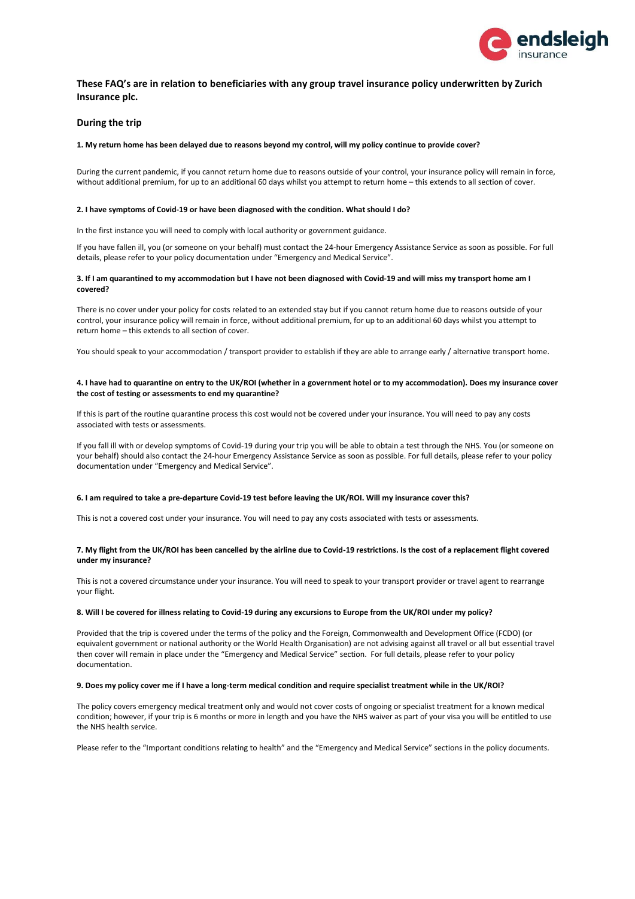## These FAQ's are in relation to beneficiaries with any group travel insurance policy underwritten by Zurich Insurance plc.

### During the trip

**1. My return home has been delayed due to reasons beyond my control, will my policy continue to provide cover?**

During the current pandemic, if you cannot return home due to reasons outside of your control, your insurance policy will remain in force, without additional premium, for up to an additional 60 days whilst you attempt to return home – this extends to all section of cover.

**2. I have symptoms of Covid-19 or have been diagnosed with the condition. What should I do?**

In the first instance you will need to comply with local authority or government guidance.

If you have fallen ill, you (or someone on your behalf) must contact the 24-hour Emergency Assistance Service as soon as possible. For full details, please refer to your policy documentation under "Emergency and Medical Service".

**3. If I am quarantined to my accommodation but I have not been diagnosed with Covid-19 and will miss my transport home am I covered?**

There is no cover under your policy for costs related to an extended stay but if you cannot return home due to reasons outside of your control, your insurance policy will remain in force, without additional premium, for up to an additional 60 days whilst you attempt to return home – this extends to all section of cover.

You should speak to your accommodation / transport provider to establish if they are able to arrange early / alternative transport home.

**4. I have had to quarantine on entry to the UK/ROI (whether in a government hotel or to my accommodation). Does my insurance cover the cost of testing or assessments to end my quarantine?**

If this is part of the routine quarantine process this cost would not be covered under your insurance. You will need to pay any costs associated with tests or assessments.

If you fall ill with or develop symptoms of Covid-19 during your trip you will be able to obtain a test through the NHS. You (or someone on your behalf) should also contact the 24-hour Emergency Assistance Service as soon as possible. For full details, please refer to your policy documentation under "Emergency and Medical Service".

**6. I am required to take a pre-departure Covid-19 test before leaving the UK/ROI. Will my insurance cover this?**

This is not a covered cost under your insurance. You will need to pay any costs associated with tests or assessments.

**7. My flight from the UK/ROI has been cancelled by the airline due to Covid-19 restrictions. Is the cost of a replacement flight covered under my insurance?**

This is not a covered circumstance under your insurance. You will need to speak to your transport provider or travel agent to rearrange your flight.

**8. Will I be covered for illness relating to Covid-19 during any excursions to Europe from the UK/ROI under my policy?**

Provided that the trip is covered under the terms of the policy and the Foreign, Commonwealth and Development Office (FCDO) (or equivalent government or national authority or the World Health Organisation) are not advising against all travel or all but essential travel then cover will remain in place under the "Emergency and Medical Service" section. For full details, please refer to your policy documentation.

**9. Does my policy cover me if I have a long-term medical condition and require specialist treatment while in the UK/ROI?**

The policy covers emergency medical treatment only and would not cover costs of ongoing or specialist treatment for a known medical condition; however, if your trip is 6 months or more in length and you have the NHS waiver as part of your visa you will be entitled to use the NHS health service.

Please refer to the "Important conditions relating to health" and the "Emergency and Medical Service" sections in the policy documents.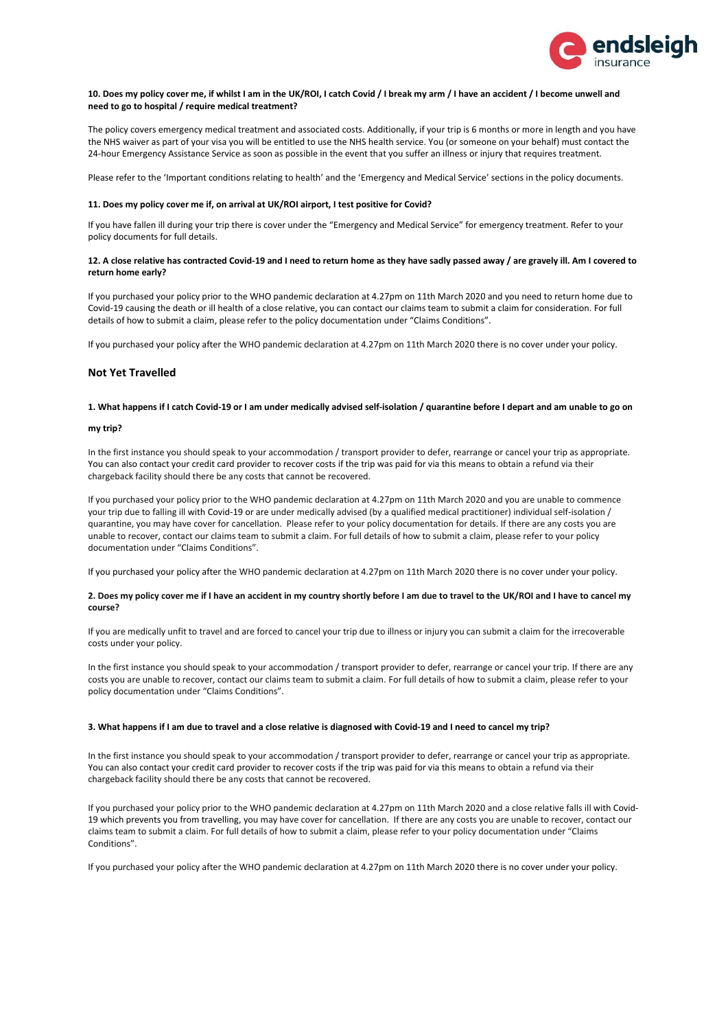**10. Does my policy cover me, if whilst I am in the UK/ROI, I catch Covid / I break my arm / I have an accident / I become unwell and need to go to hospital / require medical treatment?**

The policy covers emergency medical treatment and associated costs. Additionally, if your trip is 6 months or more in length and you have the NHS waiver as part of your visa you will be entitled to use the NHS health service. You (or someone on your behalf) must contact the 24-hour Emergency Assistance Service as soon as possible in the event that you suffer an illness or injury that requires treatment.

Please refer to the 'Important conditions relating to health' and the 'Emergency and Medical Service' sections in the policy documents.

**11. Does my policy cover me if, on arrival at UK/ROI airport, I test positive for Covid?**

If you have fallen ill during your trip there is cover under the "Emergency and Medical Service" for emergency treatment. Refer to your policy documents for full details.

**12. A close relative has contracted Covid-19 and I need to return home as they have sadly passed away / are gravely ill. Am I covered to return home early?**

If you purchased your policy prior to the WHO pandemic declaration at 4.27pm on 11th March 2020 and you need to return home due to Covid-19 causing the death or ill health of a close relative, you can contact our claims team to submit a claim for consideration. For full details of how to submit a claim, please refer to the policy documentation under "Claims Conditions".

If you purchased your policy after the WHO pandemic declaration at 4.27pm on 11th March 2020 there is no cover under your policy.

## Not Yet Travelled

**1. What happens if I catch Covid-19 or I am under medically advised self-isolation / quarantine before I depart and am unable to go on my trip?**

In the first instance you should speak to your accommodation / transport provider to defer, rearrange or cancel your trip as appropriate. You can also contact your credit card provider to recover costs if the trip was paid for via this means to obtain a refund via their chargeback facility should there be any costs that cannot be recovered.

If you purchased your policy prior to the WHO pandemic declaration at 4.27pm on 11th March 2020 and you are unable to commence your trip due to falling ill with Covid-19 or are under medically advised (by a qualified medical practitioner) individual self-isolation / quarantine, you may have cover for cancellation. Please refer to your policy documentation for details. If there are any costs you are unable to recover, contact our claims team to submit a claim. For full details of how to submit a claim, please refer to your policy documentation under "Claims Conditions".

If you purchased your policy after the WHO pandemic declaration at 4.27pm on 11th March 2020 there is no cover under your policy.

**2. Does my policy cover me if I have an accident in my country shortly before I am due to travel to the UK/ROI and I have to cancel my course?**

If you are medically unfit to travel and are forced to cancel your trip due to illness or injury you can submit a claim for the irrecoverable costs under your policy.

In the first instance you should speak to your accommodation / transport provider to defer, rearrange or cancel your trip. If there are any costs you are unable to recover, contact our claims team to submit a claim. For full details of how to submit a claim, please refer to your policy documentation under "Claims Conditions".

**3. What happens if I am due to travel and a close relative is diagnosed with Covid-19 and I need to cancel my trip?**

In the first instance you should speak to your accommodation / transport provider to defer, rearrange or cancel your trip as appropriate. You can also contact your credit card provider to recover costs if the trip was paid for via this means to obtain a refund via their chargeback facility should there be any costs that cannot be recovered.

If you purchased your policy prior to the WHO pandemic declaration at 4.27pm on 11th March 2020 and a close relative falls ill with Covid-19 which prevents you from travelling, you may have cover for cancellation. If there are any costs you are unable to recover, contact our claims team to submit a claim. For full details of how to submit a claim, please refer to your policy documentation under "Claims Conditions".

If you purchased your policy after the WHO pandemic declaration at 4.27pm on 11th March 2020 there is no cover under your policy.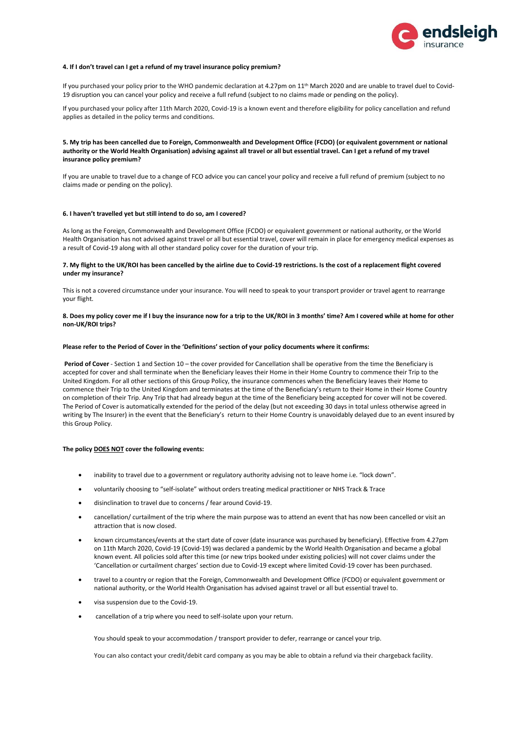**4. If I don't travel can I get a refund of my travel insurance policy premium?**

If you purchased your policy prior to the WHO pandemic declaration at 4.27pm on 11th March 2020 and are unable to travel duel to Covid-19 disruption you can cancel your policy and receive a full refund (subject to no claims made or pending on the policy).

If you purchased your policy after 11th March 2020, Covid-19 is a known event and therefore eligibility for policy cancellation and refund applies as detailed in the policy terms and conditions.

**5. My trip has been cancelled due to Foreign, Commonwealth and Development Office (FCDO) (or equivalent government or national authority or the World Health Organisation) advising against all travel or all but essential travel. Can I get a refund of my travel insurance policy premium?**

If you are unable to travel due to a change of FCO advice you can cancel your policy and receive a full refund of premium (subject to no claims made or pending on the policy).

**6. I haven't travelled yet but still intend to do so, am I covered?**

As long as the Foreign, Commonwealth and Development Office (FCDO) or equivalent government or national authority, or the World Health Organisation has not advised against travel or all but essential travel, cover will remain in place for emergency medical expenses as a result of Covid-19 along with all other standard policy cover for the duration of your trip.

**7. My flight to the UK/ROI has been cancelled by the airline due to Covid-19 restrictions. Is the cost of a replacement flight covered under my insurance?**

This is not a covered circumstance under your insurance. You will need to speak to your transport provider or travel agent to rearrange your flight.

**8. Does my policy cover me if I buy the insurance now for a trip to the UK/ROI in 3 months' time? Am I covered while at home for other non-UK/ROI trips?**

**Please refer to the Period of Cover in the 'Definitions' section of your policy documents where it confirms:**

**Period of Cover** - Section 1 and Section 10 – the cover provided for Cancellation shall be operative from the time the Beneficiary is accepted for cover and shall terminate when the Beneficiary leaves their Home in their Home Country to commence their Trip to the United Kingdom. For all other sections of this Group Policy, the insurance commences when the Beneficiary leaves their Home to commence their Trip to the United Kingdom and terminates at the time of the Beneficiary's return to their Home in their Home Country on completion of their Trip. Any Trip that had already begun at the time of the Beneficiary being accepted for cover will not be covered. The Period of Cover is automatically extended for the period of the delay (but not exceeding 30 days in total unless otherwise agreed in writing by The Insurer) in the event that the Beneficiary's return to their Home Country is unavoidably delayed due to an event insured by this Group Policy.

**The policy DOES NOT cover the following events:**

- inability to travel due to a government or regulatory authority advising not to leave home i.e. "lock down".
- voluntarily choosing to "self-isolate" without orders treating medical practitioner or NHS Track & Trace
- disinclination to travel due to concerns / fear around Covid-19.
- cancellation/ curtailment of the trip where the main purpose was to attend an event that has now been cancelled or visit an attraction that is now closed.
- known circumstances/events at the start date of cover (date insurance was purchased by beneficiary). Effective from 4.27pm on 11th March 2020, Covid-19 (Covid-19) was declared a pandemic by the World Health Organisation and became a global known event. All policies sold after this time (or new trips booked under existing policies) will not cover claims under the 'Cancellation or curtailment charges' section due to Covid-19 except where limited Covid-19 cover has been purchased.
- travel to a country or region that the Foreign, Commonwealth and Development Office (FCDO) or equivalent government or national authority, or the World Health Organisation has advised against travel or all but essential travel to.
- visa suspension due to the Covid-19.
- cancellation of a trip where you need to self-isolate upon your return.

You should speak to your accommodation / transport provider to defer, rearrange or cancel your trip.

You can also contact your credit/debit card company as you may be able to obtain a refund via their chargeback facility.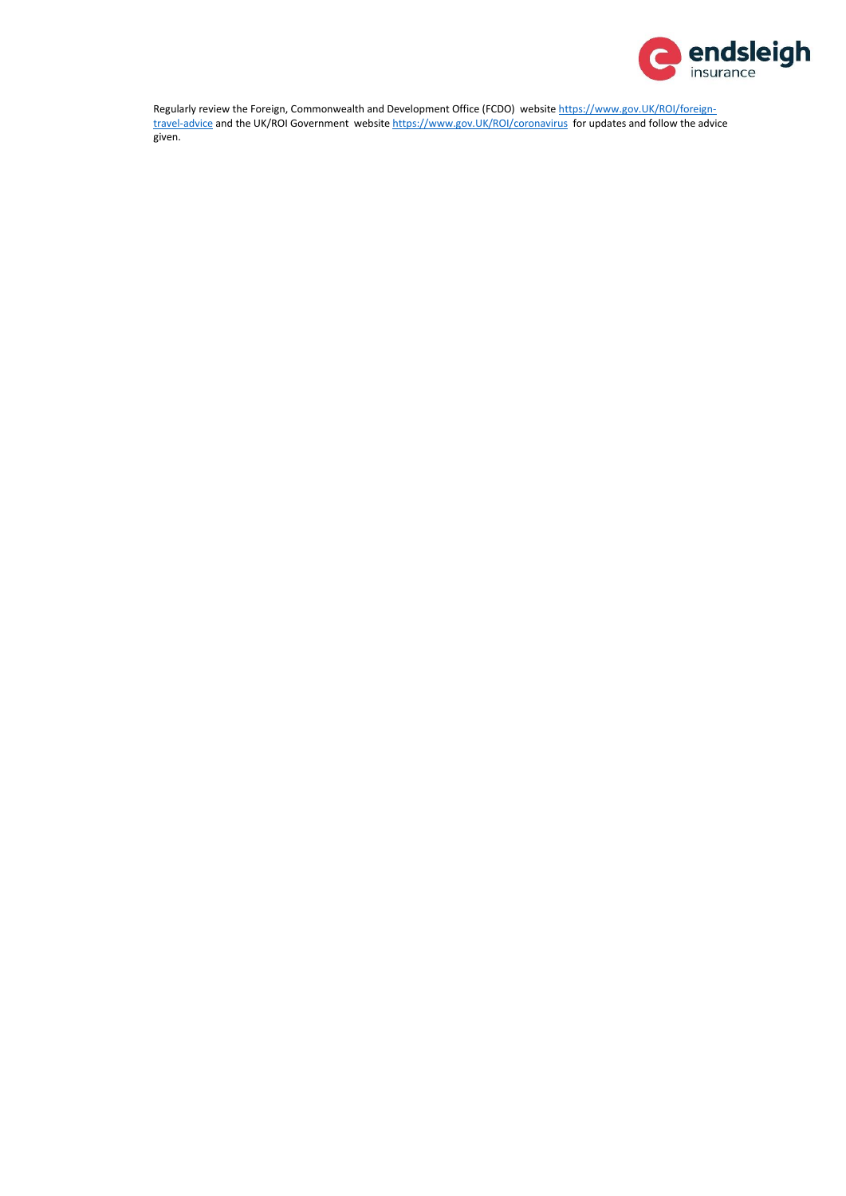Regularly review the Foreign, Commonwealth and Development Office (FCDO) website https://www.gov.UK/ROI/foreign-travel-advice and the UK/ROI Government website https://www.gov.UK/ROI/coronavirus for updates and follow the advice given.